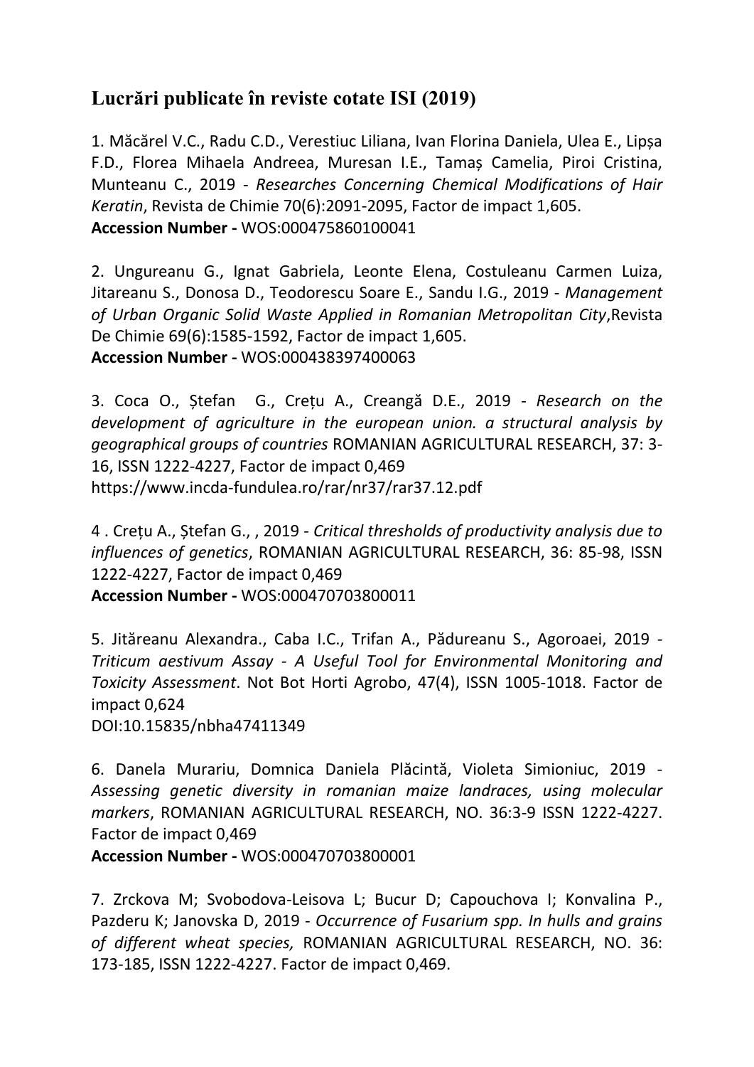## Lucrări publicate în reviste cotate ISI (2019)

1. Măcărel V.C., Radu C.D., Verestiuc Liliana, Ivan Florina Daniela, Ulea E., Lipșa F.D., Florea Mihaela Andreea, Muresan I.E., Tamaș Camelia, Piroi Cristina, Munteanu C., 2019 - *Researches Concerning Chemical Modifications of Hair Keratin*, Revista de Chimie 70(6):2091-2095, Factor de impact 1,605.
**Accession Number -** WOS:000475860100041

2. Ungureanu G., Ignat Gabriela, Leonte Elena, Costuleanu Carmen Luiza, Jitareanu S., Donosa D., Teodorescu Soare E., Sandu I.G., 2019 - *Management of Urban Organic Solid Waste Applied in Romanian Metropolitan City*,Revista De Chimie 69(6):1585-1592, Factor de impact 1,605.
**Accession Number -** WOS:000438397400063

3. Coca O., Ștefan G., Crețu A., Creangă D.E., 2019 - *Research on the development of agriculture in the european union. a structural analysis by geographical groups of countries* ROMANIAN AGRICULTURAL RESEARCH, 37: 3-16, ISSN 1222-4227, Factor de impact 0,469
https://www.incda-fundulea.ro/rar/nr37/rar37.12.pdf

4 . Crețu A., Ștefan G., , 2019 - *Critical thresholds of productivity analysis due to influences of genetics*, ROMANIAN AGRICULTURAL RESEARCH, 36: 85-98, ISSN 1222-4227, Factor de impact 0,469
**Accession Number -** WOS:000470703800011

5. Jităreanu Alexandra., Caba I.C., Trifan A., Pădureanu S., Agoroaei, 2019 - *Triticum aestivum Assay - A Useful Tool for Environmental Monitoring and Toxicity Assessment*. Not Bot Horti Agrobo, 47(4), ISSN 1005-1018. Factor de impact 0,624
DOI:10.15835/nbha47411349

6. Danela Murariu, Domnica Daniela Plăcintă, Violeta Simioniuc, 2019 - *Assessing genetic diversity in romanian maize landraces, using molecular markers*, ROMANIAN AGRICULTURAL RESEARCH, NO. 36:3-9 ISSN 1222-4227. Factor de impact 0,469
**Accession Number -** WOS:000470703800001

7. Zrckova M; Svobodova-Leisova L; Bucur D; Capouchova I; Konvalina P., Pazderu K; Janovska D, 2019 - *Occurrence of Fusarium spp. In hulls and grains of different wheat species,* ROMANIAN AGRICULTURAL RESEARCH, NO. 36: 173-185, ISSN 1222-4227. Factor de impact 0,469.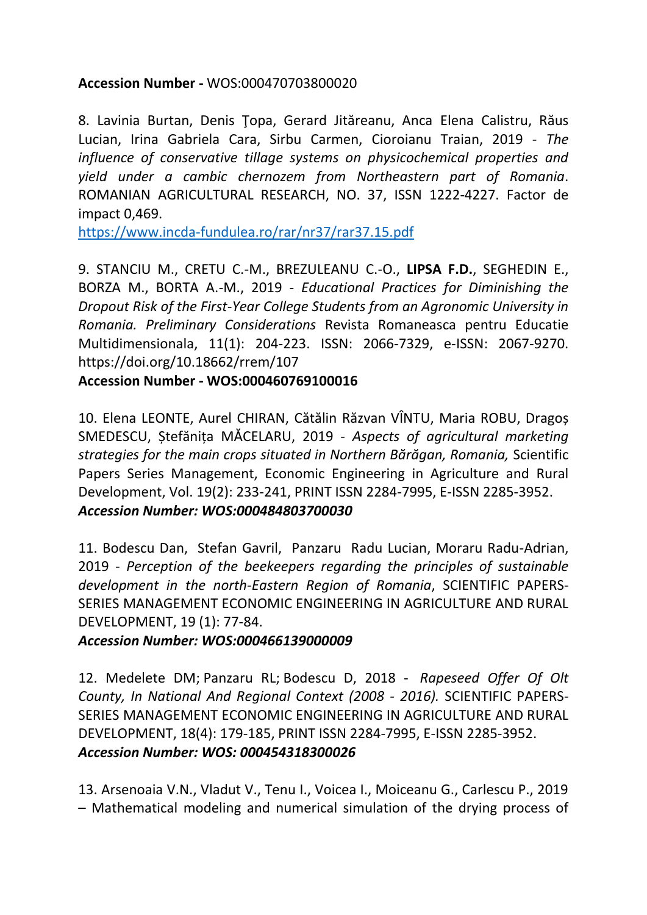**Accession Number -** WOS:000470703800020

8. Lavinia Burtan, Denis Ţopa, Gerard Jităreanu, Anca Elena Calistru, Răus Lucian, Irina Gabriela Cara, Sirbu Carmen, Cioroianu Traian, 2019 - *The influence of conservative tillage systems on physicochemical properties and yield under a cambic chernozem from Northeastern part of Romania*. ROMANIAN AGRICULTURAL RESEARCH, NO. 37, ISSN 1222-4227. Factor de impact 0,469.
[https://www.incda-fundulea.ro/rar/nr37/rar37.15.pdf](https://www.incda-fundulea.ro/rar/nr37/rar37.15.pdf)

9. STANCIU M., CRETU C.-M., BREZULEANU C.-O., **LIPSA F.D.**, SEGHEDIN E., BORZA M., BORTA A.-M., 2019 - *Educational Practices for Diminishing the Dropout Risk of the First-Year College Students from an Agronomic University in Romania. Preliminary Considerations* Revista Romaneasca pentru Educatie Multidimensionala, 11(1): 204-223. ISSN: 2066-7329, e-ISSN: 2067-9270. https://doi.org/10.18662/rrem/107
**Accession Number - WOS:000460769100016**

10. Elena LEONTE, Aurel CHIRAN, Cătălin Răzvan VÎNTU, Maria ROBU, Dragoș SMEDESCU, Ștefănița MĂCELARU, 2019 - *Aspects of agricultural marketing strategies for the main crops situated in Northern Bărăgan, Romania,* Scientific Papers Series Management, Economic Engineering in Agriculture and Rural Development, Vol. 19(2): 233-241, PRINT ISSN 2284-7995, E-ISSN 2285-3952.
***Accession Number: WOS:000484803700030***

11. Bodescu Dan, Stefan Gavril, Panzaru Radu Lucian, Moraru Radu-Adrian, 2019 - *Perception of the beekeepers regarding the principles of sustainable development in the north-Eastern Region of Romania*, SCIENTIFIC PAPERS-SERIES MANAGEMENT ECONOMIC ENGINEERING IN AGRICULTURE AND RURAL DEVELOPMENT, 19 (1): 77-84.
***Accession Number: WOS:000466139000009***

12. Medelete DM; Panzaru RL; Bodescu D, 2018 - *Rapeseed Offer Of Olt County, In National And Regional Context (2008 - 2016).* SCIENTIFIC PAPERS-SERIES MANAGEMENT ECONOMIC ENGINEERING IN AGRICULTURE AND RURAL DEVELOPMENT, 18(4): 179-185, PRINT ISSN 2284-7995, E-ISSN 2285-3952.
***Accession Number: WOS: 000454318300026***

13. Arsenoaia V.N., Vladut V., Tenu I., Voicea I., Moiceanu G., Carlescu P., 2019 – Mathematical modeling and numerical simulation of the drying process of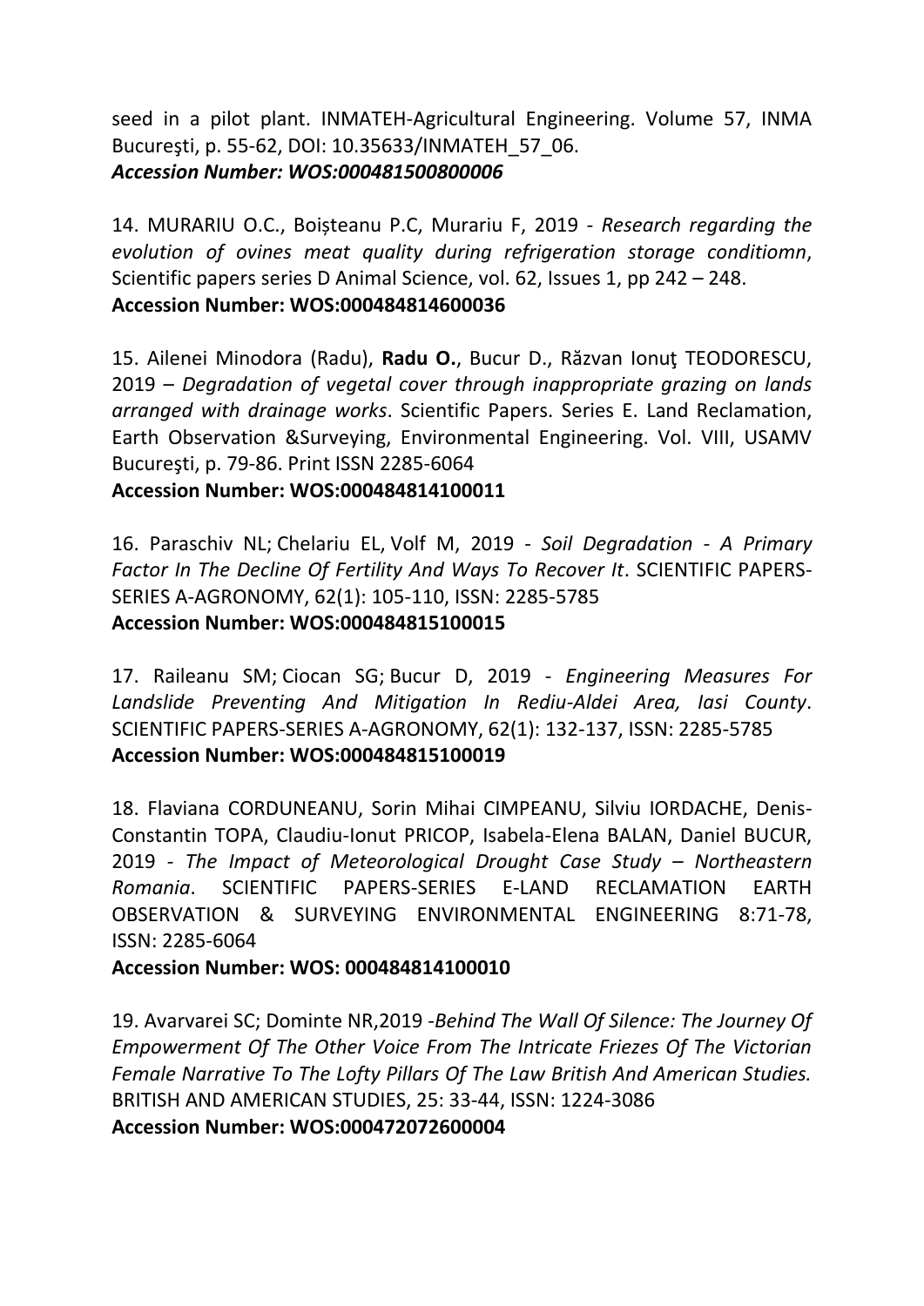seed in a pilot plant. INMATEH-Agricultural Engineering. Volume 57, INMA Bucureşti, p. 55-62, DOI: 10.35633/INMATEH_57_06.
***Accession Number: WOS:000481500800006***

14. MURARIU O.C., Boișteanu P.C, Murariu F, 2019 - *Research regarding the evolution of ovines meat quality during refrigeration storage conditiomn*, Scientific papers series D Animal Science, vol. 62, Issues 1, pp 242 – 248.
**Accession Number: WOS:000484814600036**

15. Ailenei Minodora (Radu), **Radu O.**, Bucur D., Răzvan Ionuţ TEODORESCU, 2019 – *Degradation of vegetal cover through inappropriate grazing on lands arranged with drainage works*. Scientific Papers. Series E. Land Reclamation, Earth Observation &Surveying, Environmental Engineering. Vol. VIII, USAMV Bucureşti, p. 79-86. Print ISSN 2285-6064
**Accession Number: WOS:000484814100011**

16. Paraschiv NL; Chelariu EL, Volf M, 2019 - *Soil Degradation - A Primary Factor In The Decline Of Fertility And Ways To Recover It*. SCIENTIFIC PAPERS-SERIES A-AGRONOMY, 62(1): 105-110, ISSN: 2285-5785
**Accession Number: WOS:000484815100015**

17. Raileanu SM; Ciocan SG; Bucur D, 2019 - *Engineering Measures For Landslide Preventing And Mitigation In Rediu-Aldei Area, Iasi County*. SCIENTIFIC PAPERS-SERIES A-AGRONOMY, 62(1): 132-137, ISSN: 2285-5785
**Accession Number: WOS:000484815100019**

18. Flaviana CORDUNEANU, Sorin Mihai CIMPEANU, Silviu IORDACHE, Denis-Constantin TOPA, Claudiu-Ionut PRICOP, Isabela-Elena BALAN, Daniel BUCUR, 2019 - *The Impact of Meteorological Drought Case Study – Northeastern Romania*. SCIENTIFIC PAPERS-SERIES E-LAND RECLAMATION EARTH OBSERVATION & SURVEYING ENVIRONMENTAL ENGINEERING 8:71-78, ISSN: 2285-6064
**Accession Number: WOS: 000484814100010**

19. Avarvarei SC; Dominte NR,2019 -*Behind The Wall Of Silence: The Journey Of Empowerment Of The Other Voice From The Intricate Friezes Of The Victorian Female Narrative To The Lofty Pillars Of The Law British And American Studies.* BRITISH AND AMERICAN STUDIES, 25: 33-44, ISSN: 1224-3086
**Accession Number: WOS:000472072600004**